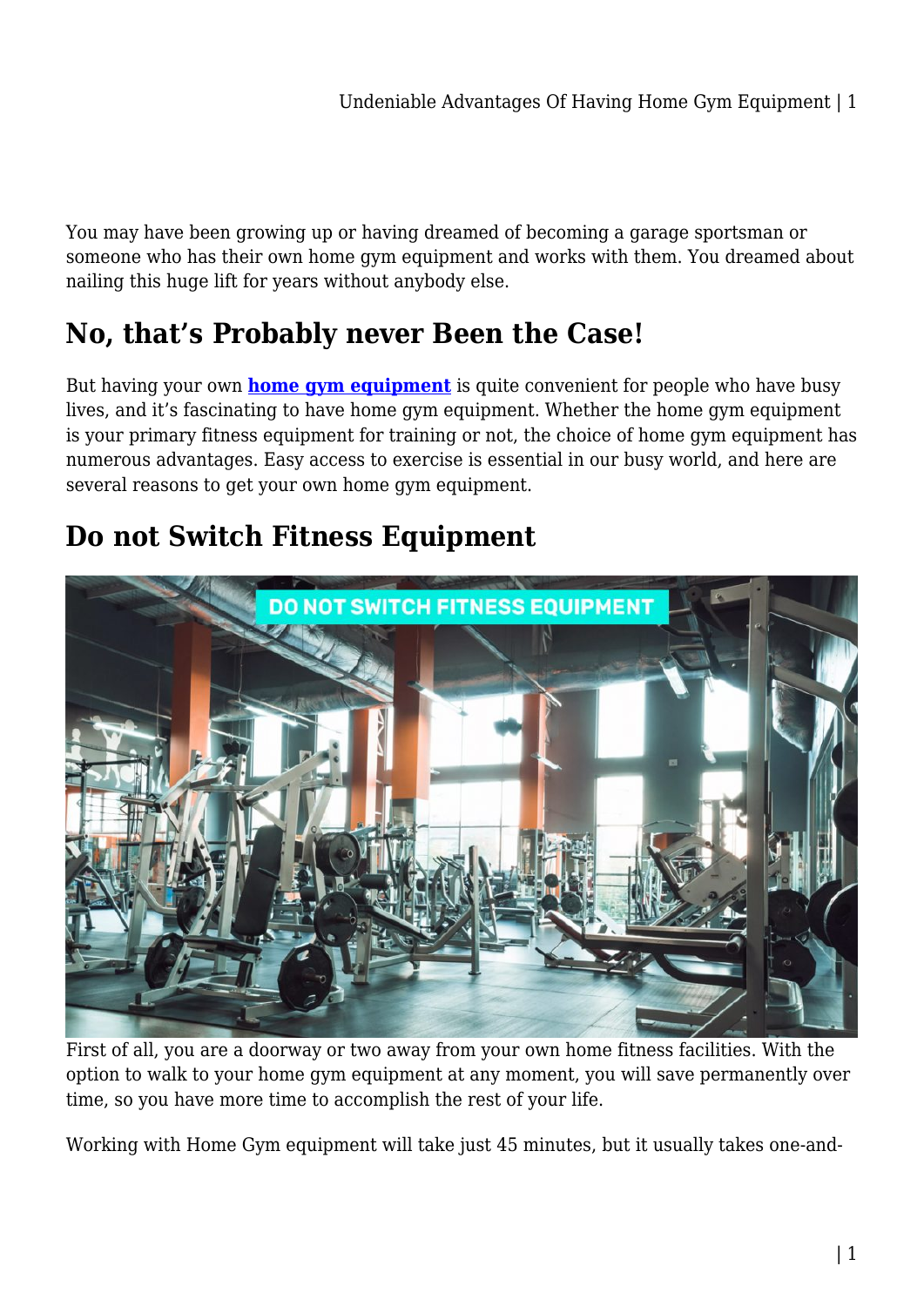You may have been growing up or having dreamed of becoming a garage sportsman or someone who has their own home gym equipment and works with them. You dreamed about nailing this huge lift for years without anybody else.

## No, that's Probably never Been the Case!

But having your own **home gym equipment** is quite convenient for people who have busy lives, and it's fascinating to have home gym equipment. Whether the home gym equipment is your primary fitness equipment for training or not, the choice of home gym equipment has numerous advantages. Easy access to exercise is essential in our busy world, and here are several reasons to get your own home gym equipment.

## Do not Switch Fitness Equipment

First of all, you are a doorway or two away from your own home fitness facilities. With the option to walk to your home gym equipment at any moment, you will save permanently over time, so you have more time to accomplish the rest of your life.

Working with Home Gym equipment will take just 45 minutes, but it usually takes one-and-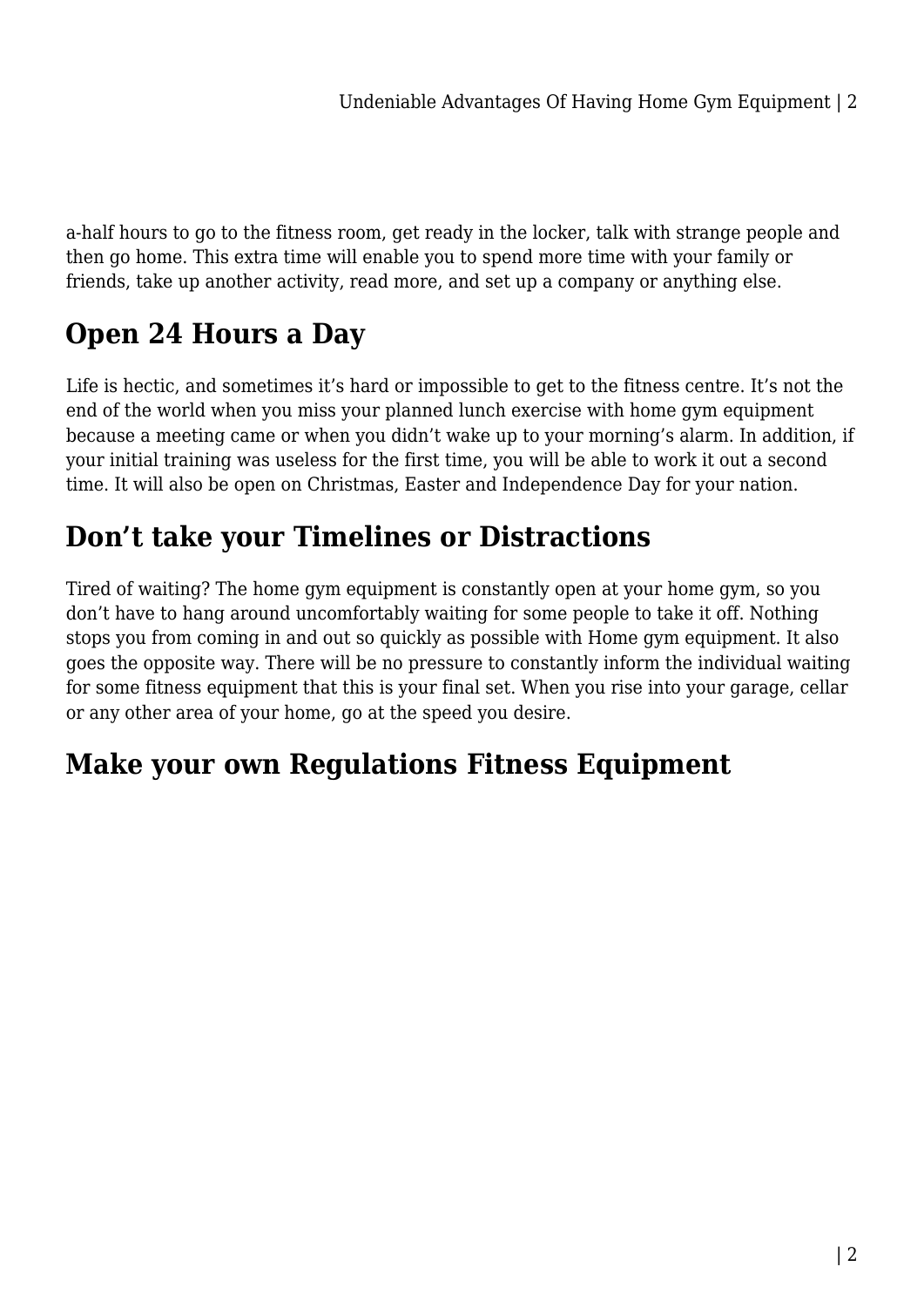a-half hours to go to the fitness room, get ready in the locker, talk with strange people and then go home. This extra time will enable you to spend more time with your family or friends, take up another activity, read more, and set up a company or anything else.

## Open 24 Hours a Day

Life is hectic, and sometimes it's hard or impossible to get to the fitness centre. It's not the end of the world when you miss your planned lunch exercise with home gym equipment because a meeting came or when you didn't wake up to your morning's alarm. In addition, if your initial training was useless for the first time, you will be able to work it out a second time. It will also be open on Christmas, Easter and Independence Day for your nation.

## Don't take your Timelines or Distractions

Tired of waiting? The home gym equipment is constantly open at your home gym, so you don't have to hang around uncomfortably waiting for some people to take it off. Nothing stops you from coming in and out so quickly as possible with Home gym equipment. It also goes the opposite way. There will be no pressure to constantly inform the individual waiting for some fitness equipment that this is your final set. When you rise into your garage, cellar or any other area of your home, go at the speed you desire.

## Make your own Regulations Fitness Equipment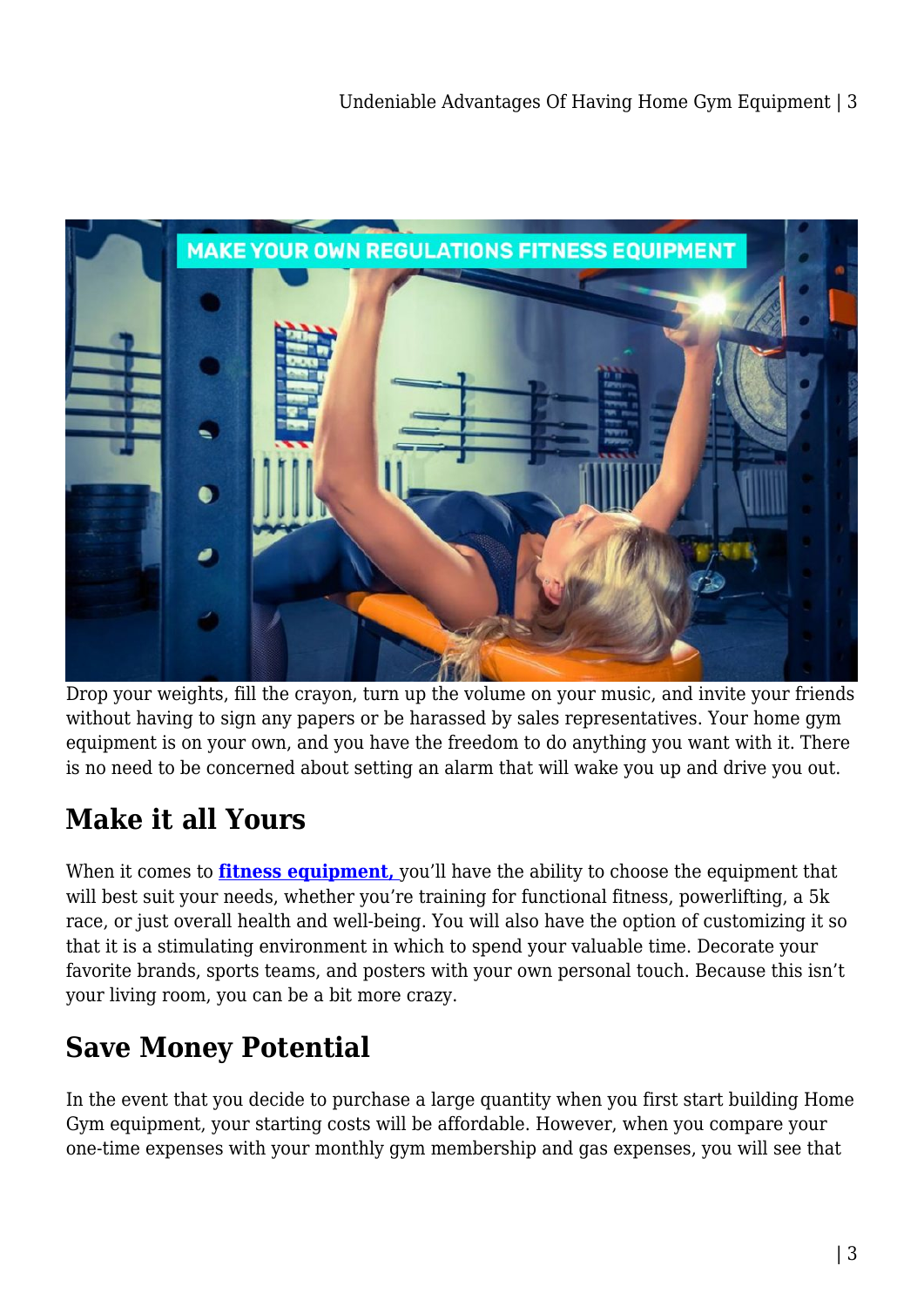Drop your weights, fill the crayon, turn up the volume on your music, and invite your friends without having to sign any papers or be harassed by sales representatives. Your home gym equipment is on your own, and you have the freedom to do anything you want with it. There is no need to be concerned about setting an alarm that will wake you up and drive you out.

## Make it all Yours

When it comes to **fitness equipment,** you'll have the ability to choose the equipment that will best suit your needs, whether you're training for functional fitness, powerlifting, a 5k race, or just overall health and well-being. You will also have the option of customizing it so that it is a stimulating environment in which to spend your valuable time. Decorate your favorite brands, sports teams, and posters with your own personal touch. Because this isn't your living room, you can be a bit more crazy.

## Save Money Potential

In the event that you decide to purchase a large quantity when you first start building Home Gym equipment, your starting costs will be affordable. However, when you compare your one-time expenses with your monthly gym membership and gas expenses, you will see that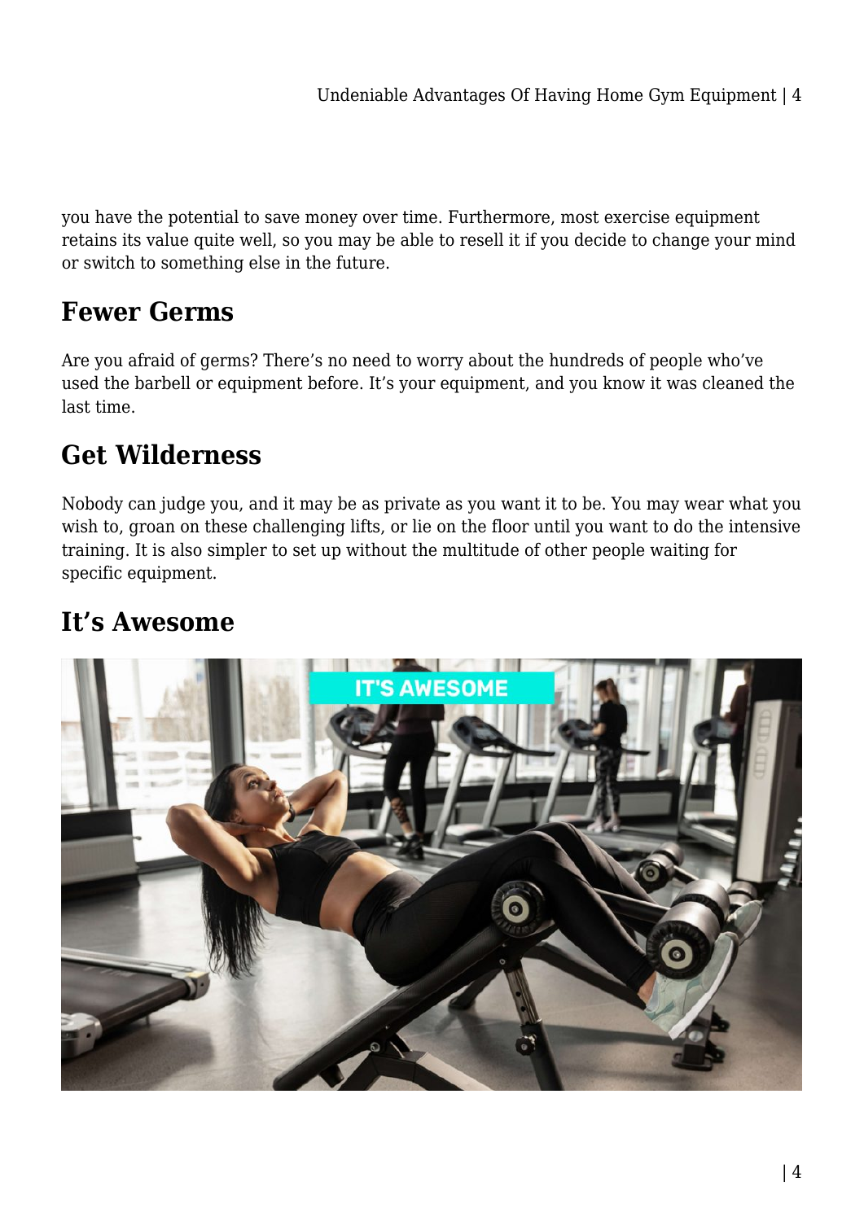you have the potential to save money over time. Furthermore, most exercise equipment retains its value quite well, so you may be able to resell it if you decide to change your mind or switch to something else in the future.

## Fewer Germs

Are you afraid of germs? There's no need to worry about the hundreds of people who've used the barbell or equipment before. It's your equipment, and you know it was cleaned the last time.

## Get Wilderness

Nobody can judge you, and it may be as private as you want it to be. You may wear what you wish to, groan on these challenging lifts, or lie on the floor until you want to do the intensive training. It is also simpler to set up without the multitude of other people waiting for specific equipment.

## It's Awesome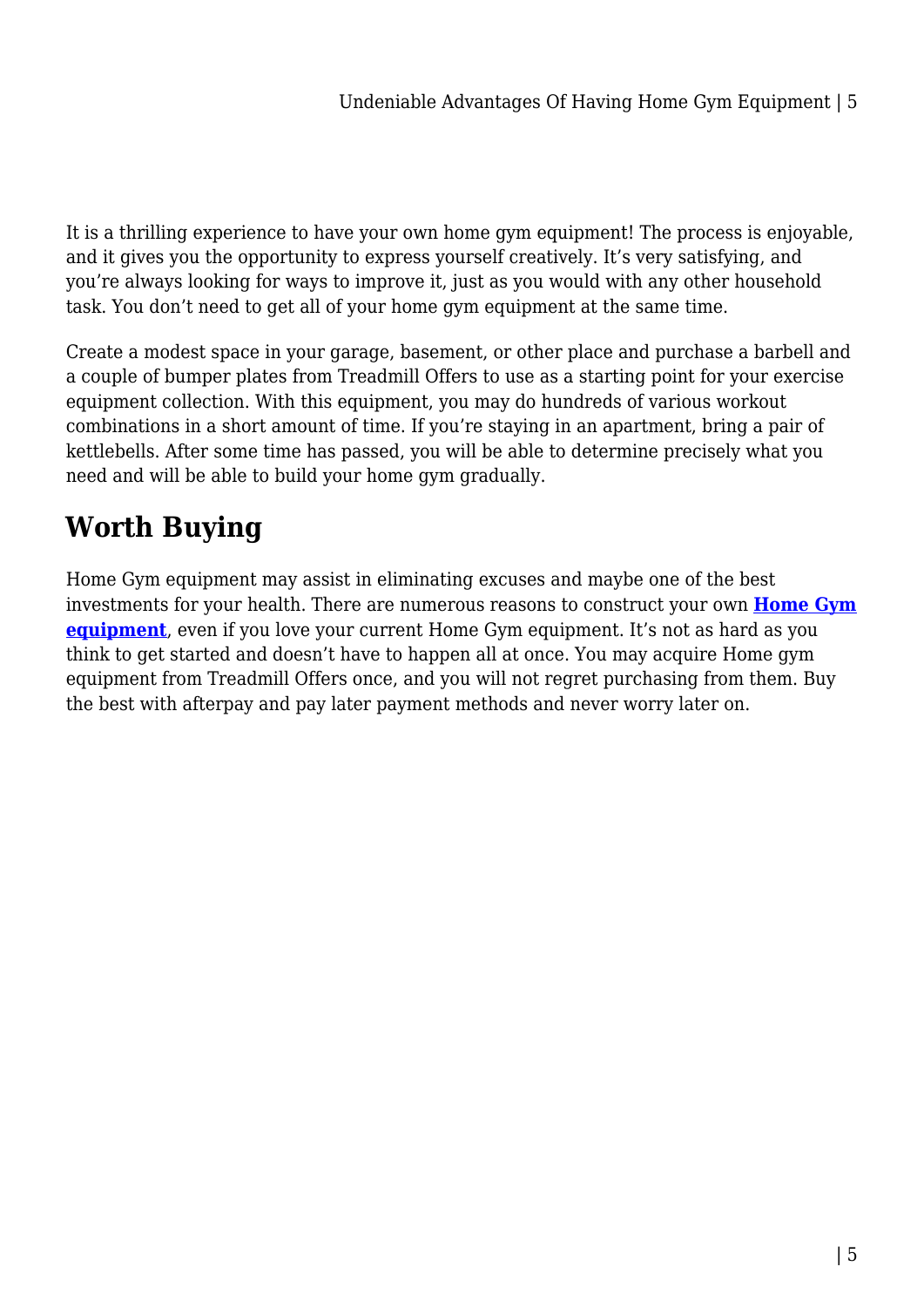It is a thrilling experience to have your own home gym equipment! The process is enjoyable, and it gives you the opportunity to express yourself creatively. It's very satisfying, and you're always looking for ways to improve it, just as you would with any other household task. You don't need to get all of your home gym equipment at the same time.

Create a modest space in your garage, basement, or other place and purchase a barbell and a couple of bumper plates from Treadmill Offers to use as a starting point for your exercise equipment collection. With this equipment, you may do hundreds of various workout combinations in a short amount of time. If you're staying in an apartment, bring a pair of kettlebells. After some time has passed, you will be able to determine precisely what you need and will be able to build your home gym gradually.

## Worth Buying

Home Gym equipment may assist in eliminating excuses and maybe one of the best investments for your health. There are numerous reasons to construct your own **Home Gym equipment**, even if you love your current Home Gym equipment. It's not as hard as you think to get started and doesn't have to happen all at once. You may acquire Home gym equipment from Treadmill Offers once, and you will not regret purchasing from them. Buy the best with afterpay and pay later payment methods and never worry later on.